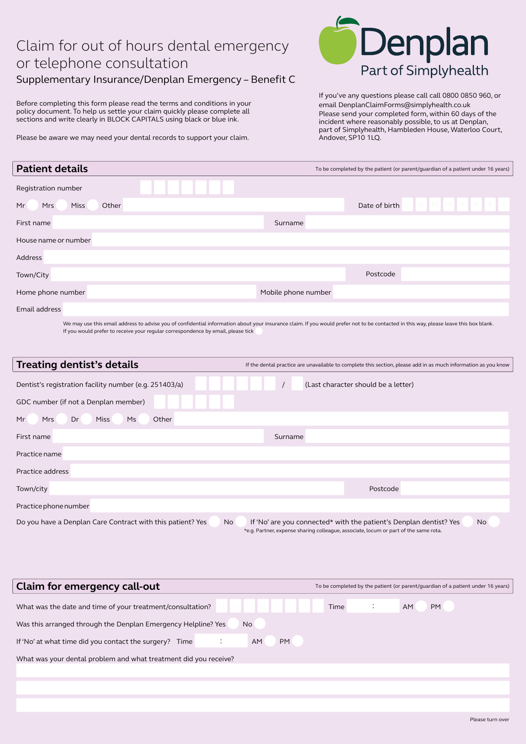# Claim for out of hours dental emergency or telephone consultation

Supplementary Insurance/Denplan Emergency – Benefit C

Denplan
Part of Simplyhealth

Before completing this form please read the terms and conditions in your policy document. To help us settle your claim quickly please complete all sections and write clearly in BLOCK CAPITALS using black or blue ink.

Please be aware we may need your dental records to support your claim.

If you've any questions please call call 0800 0850 960, or email DenplanClaimForms@simplyhealth.co.uk
Please send your completed form, within 60 days of the incident where reasonably possible, to us at Denplan, part of Simplyhealth, Hambleden House, Waterloo Court, Andover, SP10 1LQ.

## Patient details

To be completed by the patient (or parent/guardian of a patient under 16 years)

Registration number

Mr  Mrs  Miss  Other  Date of birth D D M M Y Y Y Y

First name  Surname

House name or number

Address

Town/City  Postcode

Home phone number  Mobile phone number

Email address

We may use this email address to advise you of confidential information about your insurance claim. If you would prefer not to be contacted in this way, please leave this box blank.
If you would prefer to receive your regular correspondence by email, please tick

## Treating dentist's details

If the dental practice are unavailable to complete this section, please add in as much information as you know

Dentist's registration facility number (e.g. 251403/a) / (Last character should be a letter)

GDC number (if not a Denplan member)

Mr  Mrs  Dr  Miss  Ms  Other

First name  Surname

Practice name

Practice address

Town/city  Postcode

Practice phone number

Do you have a Denplan Care Contract with this patient? Yes  No  If 'No' are you connected* with the patient's Denplan dentist? Yes  No

*e.g. Partner, expense sharing colleague, associate, locum or part of the same rota.

## Claim for emergency call-out

To be completed by the patient (or parent/guardian of a patient under 16 years)

What was the date and time of your treatment/consultation?  Time : AM  PM

Was this arranged through the Denplan Emergency Helpline? Yes  No

If 'No' at what time did you contact the surgery? Time : AM  PM

What was your dental problem and what treatment did you receive?

Please turn over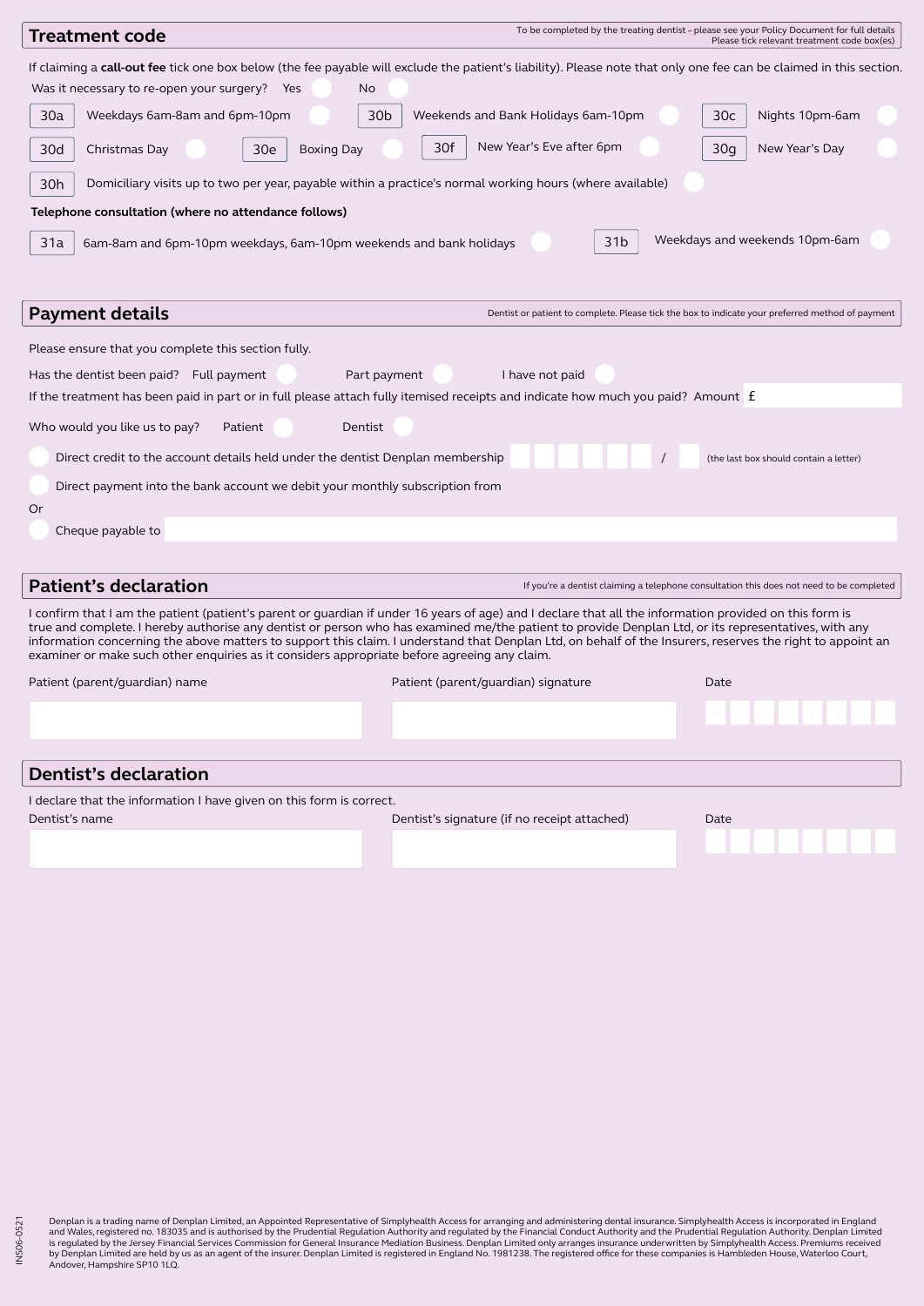## Treatment code

To be completed by the treating dentist – please see your Policy Document for full details
Please tick relevant treatment code box(es)

If claiming a **call-out fee** tick one box below (the fee payable will exclude the patient's liability). Please note that only one fee can be claimed in this section.

Was it necessary to re-open your surgery? Yes ◯ No ◯

| | | | | | |
|---|---|---|---|---|---|
| 30a | Weekdays 6am-8am and 6pm-10pm ◯ | 30b | Weekends and Bank Holidays 6am-10pm ◯ | 30c | Nights 10pm-6am ◯ |
| 30d | Christmas Day ◯ | 30e | Boxing Day ◯ | 30f | New Year's Eve after 6pm ◯ |
| 30g | New Year's Day ◯ | | | | |

30h Domiciliary visits up to two per year, payable within a practice's normal working hours (where available) ◯

**Telephone consultation (where no attendance follows)**

31a 6am-8am and 6pm-10pm weekdays, 6am-10pm weekends and bank holidays ◯

31b Weekdays and weekends 10pm-6am ◯

## Payment details

Dentist or patient to complete. Please tick the box to indicate your preferred method of payment

Please ensure that you complete this section fully.

Has the dentist been paid? Full payment ◯ Part payment ◯ I have not paid ◯

If the treatment has been paid in part or in full please attach fully itemised receipts and indicate how much you paid? Amount £

Who would you like us to pay? Patient ◯ Dentist ◯

◯ Direct credit to the account details held under the dentist Denplan membership ☐☐☐☐☐☐ / ☐ (the last box should contain a letter)

◯ Direct payment into the bank account we debit your monthly subscription from

Or

◯ Cheque payable to

## Patient's declaration

If you're a dentist claiming a telephone consultation this does not need to be completed

I confirm that I am the patient (patient's parent or guardian if under 16 years of age) and I declare that all the information provided on this form is true and complete. I hereby authorise any dentist or person who has examined me/the patient to provide Denplan Ltd, or its representatives, with any information concerning the above matters to support this claim. I understand that Denplan Ltd, on behalf of the Insurers, reserves the right to appoint an examiner or make such other enquiries as it considers appropriate before agreeing any claim.

Patient (parent/guardian) name

Patient (parent/guardian) signature

Date

## Dentist's declaration

I declare that the information I have given on this form is correct.

Dentist's name

Dentist's signature (if no receipt attached)

Date

INS06-0521

Denplan is a trading name of Denplan Limited, an Appointed Representative of Simplyhealth Access for arranging and administering dental insurance. Simplyhealth Access is incorporated in England and Wales, registered no. 183035 and is authorised by the Prudential Regulation Authority and regulated by the Financial Conduct Authority and the Prudential Regulation Authority. Denplan Limited is regulated by the Jersey Financial Services Commission for General Insurance Mediation Business. Denplan Limited only arranges insurance underwritten by Simplyhealth Access. Premiums received by Denplan Limited are held by us as an agent of the insurer. Denplan Limited is registered in England No. 1981238. The registered office for these companies is Hambleden House, Waterloo Court, Andover, Hampshire SP10 1LQ.